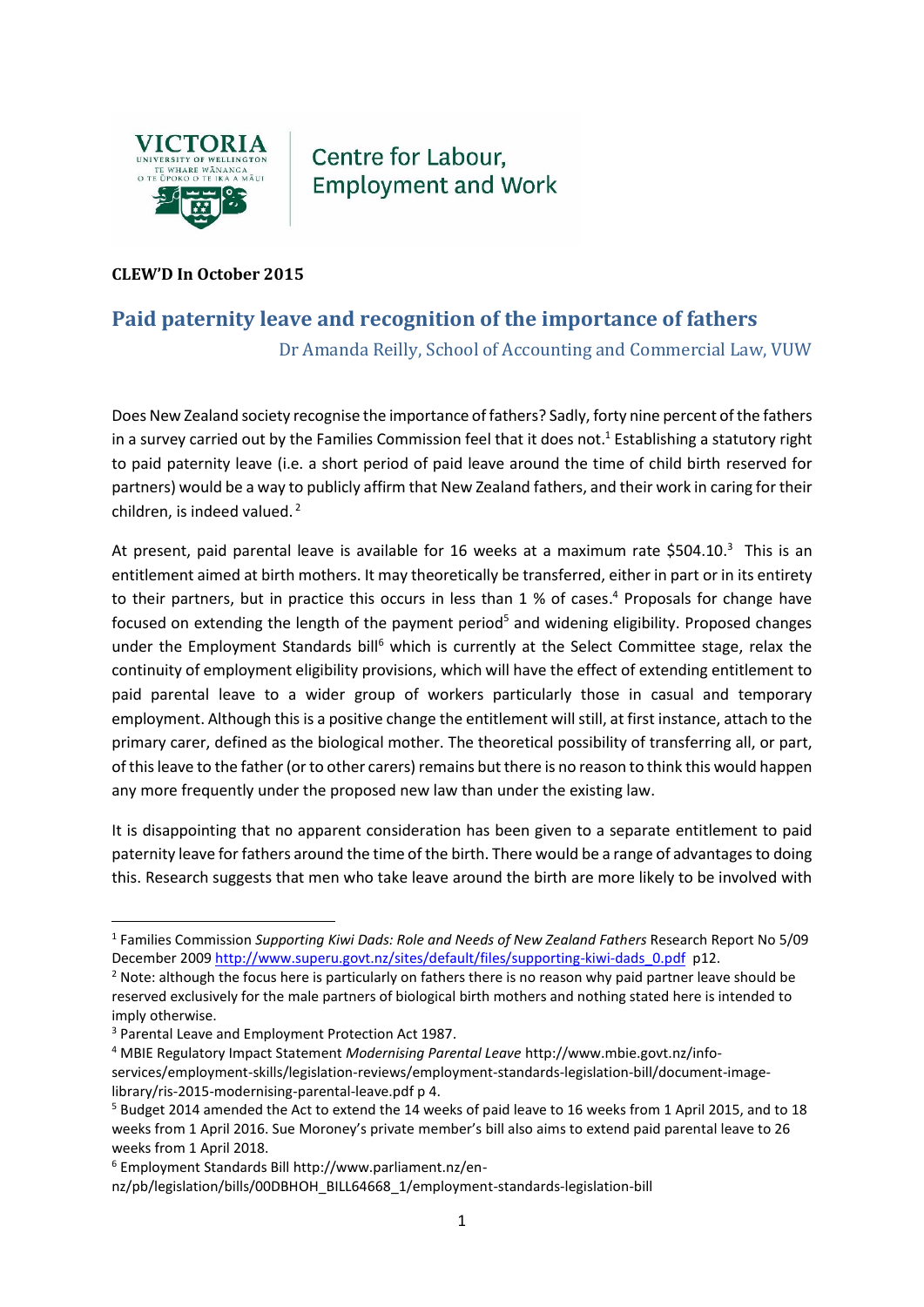Centre for Labour, Employment and Work

**CLEW'D In October 2015**

## Paid paternity leave and recognition of the importance of fathers

Dr Amanda Reilly, School of Accounting and Commercial Law, VUW

Does New Zealand society recognise the importance of fathers? Sadly, forty nine percent of the fathers in a survey carried out by the Families Commission feel that it does not.[1] Establishing a statutory right to paid paternity leave (i.e. a short period of paid leave around the time of child birth reserved for partners) would be a way to publicly affirm that New Zealand fathers, and their work in caring for their children, is indeed valued.[2]

At present, paid parental leave is available for 16 weeks at a maximum rate \$504.10.[3] This is an entitlement aimed at birth mothers. It may theoretically be transferred, either in part or in its entirety to their partners, but in practice this occurs in less than 1 % of cases.[4] Proposals for change have focused on extending the length of the payment period[5] and widening eligibility. Proposed changes under the Employment Standards bill[6] which is currently at the Select Committee stage, relax the continuity of employment eligibility provisions, which will have the effect of extending entitlement to paid parental leave to a wider group of workers particularly those in casual and temporary employment. Although this is a positive change the entitlement will still, at first instance, attach to the primary carer, defined as the biological mother. The theoretical possibility of transferring all, or part, of this leave to the father (or to other carers) remains but there is no reason to think this would happen any more frequently under the proposed new law than under the existing law.

It is disappointing that no apparent consideration has been given to a separate entitlement to paid paternity leave for fathers around the time of the birth. There would be a range of advantages to doing this. Research suggests that men who take leave around the birth are more likely to be involved with

---

[1] Families Commission *Supporting Kiwi Dads: Role and Needs of New Zealand Fathers* Research Report No 5/09 December 2009 http://www.superu.govt.nz/sites/default/files/supporting-kiwi-dads_0.pdf p12.

[2] Note: although the focus here is particularly on fathers there is no reason why paid partner leave should be reserved exclusively for the male partners of biological birth mothers and nothing stated here is intended to imply otherwise.

[3] Parental Leave and Employment Protection Act 1987.

[4] MBIE Regulatory Impact Statement *Modernising Parental Leave* http://www.mbie.govt.nz/info-services/employment-skills/legislation-reviews/employment-standards-legislation-bill/document-image-library/ris-2015-modernising-parental-leave.pdf p 4.

[5] Budget 2014 amended the Act to extend the 14 weeks of paid leave to 16 weeks from 1 April 2015, and to 18 weeks from 1 April 2016. Sue Moroney's private member's bill also aims to extend paid parental leave to 26 weeks from 1 April 2018.

[6] Employment Standards Bill http://www.parliament.nz/en-nz/pb/legislation/bills/00DBHOH_BILL64668_1/employment-standards-legislation-bill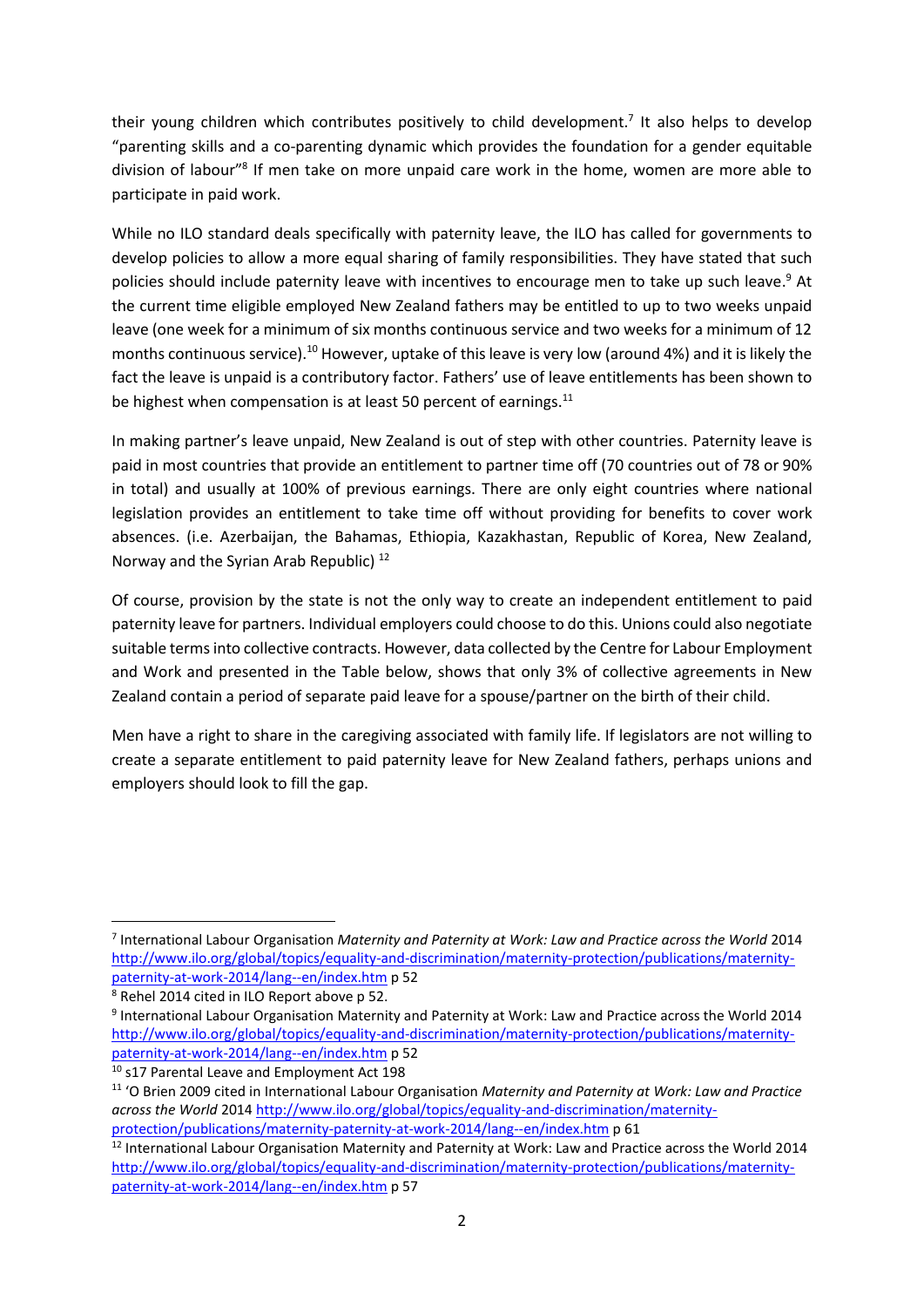their young children which contributes positively to child development.[7] It also helps to develop "parenting skills and a co-parenting dynamic which provides the foundation for a gender equitable division of labour"[8] If men take on more unpaid care work in the home, women are more able to participate in paid work.

While no ILO standard deals specifically with paternity leave, the ILO has called for governments to develop policies to allow a more equal sharing of family responsibilities. They have stated that such policies should include paternity leave with incentives to encourage men to take up such leave.[9] At the current time eligible employed New Zealand fathers may be entitled to up to two weeks unpaid leave (one week for a minimum of six months continuous service and two weeks for a minimum of 12 months continuous service).[10] However, uptake of this leave is very low (around 4%) and it is likely the fact the leave is unpaid is a contributory factor. Fathers' use of leave entitlements has been shown to be highest when compensation is at least 50 percent of earnings.[11]

In making partner's leave unpaid, New Zealand is out of step with other countries. Paternity leave is paid in most countries that provide an entitlement to partner time off (70 countries out of 78 or 90% in total) and usually at 100% of previous earnings. There are only eight countries where national legislation provides an entitlement to take time off without providing for benefits to cover work absences. (i.e. Azerbaijan, the Bahamas, Ethiopia, Kazakhastan, Republic of Korea, New Zealand, Norway and the Syrian Arab Republic) [12]

Of course, provision by the state is not the only way to create an independent entitlement to paid paternity leave for partners. Individual employers could choose to do this. Unions could also negotiate suitable terms into collective contracts. However, data collected by the Centre for Labour Employment and Work and presented in the Table below, shows that only 3% of collective agreements in New Zealand contain a period of separate paid leave for a spouse/partner on the birth of their child.

Men have a right to share in the caregiving associated with family life. If legislators are not willing to create a separate entitlement to paid paternity leave for New Zealand fathers, perhaps unions and employers should look to fill the gap.

---

[7] International Labour Organisation *Maternity and Paternity at Work: Law and Practice across the World* 2014 http://www.ilo.org/global/topics/equality-and-discrimination/maternity-protection/publications/maternity-paternity-at-work-2014/lang--en/index.htm p 52

[8] Rehel 2014 cited in ILO Report above p 52.

[9] International Labour Organisation Maternity and Paternity at Work: Law and Practice across the World 2014 http://www.ilo.org/global/topics/equality-and-discrimination/maternity-protection/publications/maternity-paternity-at-work-2014/lang--en/index.htm p 52

[10] s17 Parental Leave and Employment Act 198

[11] 'O Brien 2009 cited in International Labour Organisation *Maternity and Paternity at Work: Law and Practice across the World* 2014 http://www.ilo.org/global/topics/equality-and-discrimination/maternity-protection/publications/maternity-paternity-at-work-2014/lang--en/index.htm p 61

[12] International Labour Organisation Maternity and Paternity at Work: Law and Practice across the World 2014 http://www.ilo.org/global/topics/equality-and-discrimination/maternity-protection/publications/maternity-paternity-at-work-2014/lang--en/index.htm p 57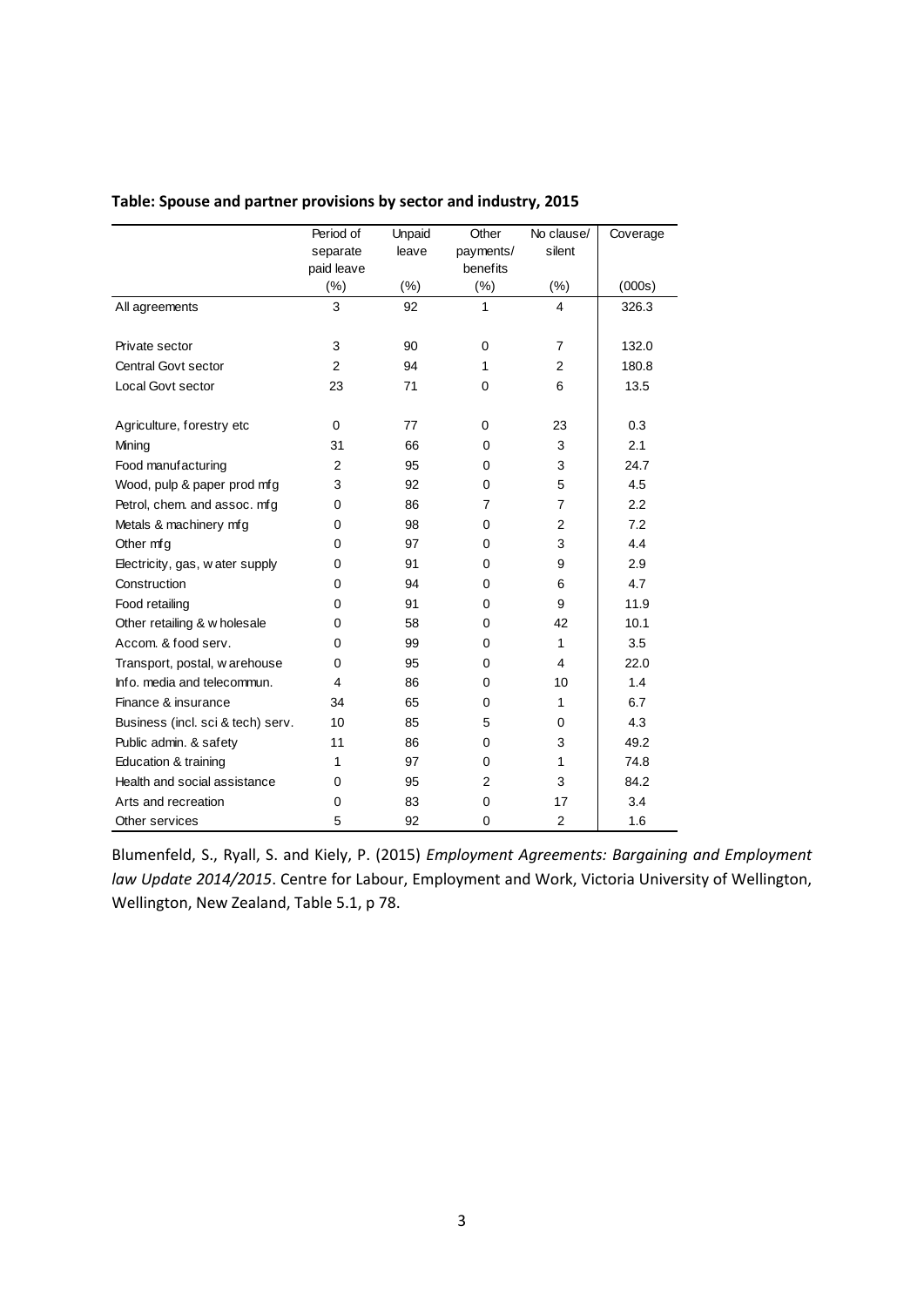**Table: Spouse and partner provisions by sector and industry, 2015**

| | Period of separate paid leave | Unpaid leave | Other payments/ benefits | No clause/ silent | Coverage |
|---|---|---|---|---|---|
| | (%) | (%) | (%) | (%) | (000s) |
| All agreements | 3 | 92 | 1 | 4 | 326.3 |
| Private sector | 3 | 90 | 0 | 7 | 132.0 |
| Central Govt sector | 2 | 94 | 1 | 2 | 180.8 |
| Local Govt sector | 23 | 71 | 0 | 6 | 13.5 |
| Agriculture, forestry etc | 0 | 77 | 0 | 23 | 0.3 |
| Mining | 31 | 66 | 0 | 3 | 2.1 |
| Food manufacturing | 2 | 95 | 0 | 3 | 24.7 |
| Wood, pulp & paper prod mfg | 3 | 92 | 0 | 5 | 4.5 |
| Petrol, chem. and assoc. mfg | 0 | 86 | 7 | 7 | 2.2 |
| Metals & machinery mfg | 0 | 98 | 0 | 2 | 7.2 |
| Other mfg | 0 | 97 | 0 | 3 | 4.4 |
| Electricity, gas, water supply | 0 | 91 | 0 | 9 | 2.9 |
| Construction | 0 | 94 | 0 | 6 | 4.7 |
| Food retailing | 0 | 91 | 0 | 9 | 11.9 |
| Other retailing & wholesale | 0 | 58 | 0 | 42 | 10.1 |
| Accom. & food serv. | 0 | 99 | 0 | 1 | 3.5 |
| Transport, postal, warehouse | 0 | 95 | 0 | 4 | 22.0 |
| Info. media and telecommun. | 4 | 86 | 0 | 10 | 1.4 |
| Finance & insurance | 34 | 65 | 0 | 1 | 6.7 |
| Business (incl. sci & tech) serv. | 10 | 85 | 5 | 0 | 4.3 |
| Public admin. & safety | 11 | 86 | 0 | 3 | 49.2 |
| Education & training | 1 | 97 | 0 | 1 | 74.8 |
| Health and social assistance | 0 | 95 | 2 | 3 | 84.2 |
| Arts and recreation | 0 | 83 | 0 | 17 | 3.4 |
| Other services | 5 | 92 | 0 | 2 | 1.6 |

Blumenfeld, S., Ryall, S. and Kiely, P. (2015) *Employment Agreements: Bargaining and Employment law Update 2014/2015*. Centre for Labour, Employment and Work, Victoria University of Wellington, Wellington, New Zealand, Table 5.1, p 78.